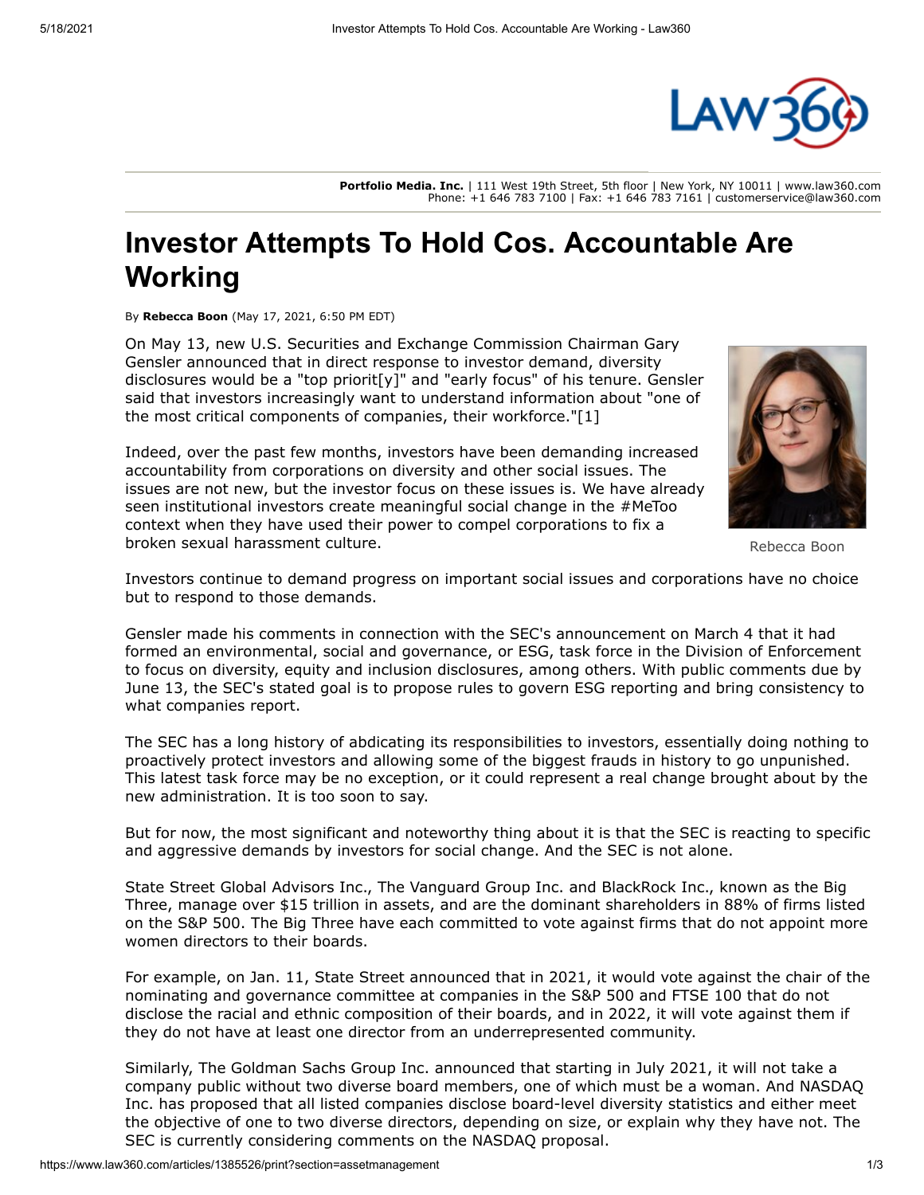**Portfolio Media. Inc.** | 111 West 19th Street, 5th floor | New York, NY 10011 | www.law360.com
Phone: +1 646 783 7100 | Fax: +1 646 783 7161 | customerservice@law360.com

# Investor Attempts To Hold Cos. Accountable Are Working

By **Rebecca Boon** (May 17, 2021, 6:50 PM EDT)

On May 13, new U.S. Securities and Exchange Commission Chairman Gary Gensler announced that in direct response to investor demand, diversity disclosures would be a "top priorit[y]" and "early focus" of his tenure. Gensler said that investors increasingly want to understand information about "one of the most critical components of companies, their workforce."[1]

Rebecca Boon

Indeed, over the past few months, investors have been demanding increased accountability from corporations on diversity and other social issues. The issues are not new, but the investor focus on these issues is. We have already seen institutional investors create meaningful social change in the #MeToo context when they have used their power to compel corporations to fix a broken sexual harassment culture.

Investors continue to demand progress on important social issues and corporations have no choice but to respond to those demands.

Gensler made his comments in connection with the SEC's announcement on March 4 that it had formed an environmental, social and governance, or ESG, task force in the Division of Enforcement to focus on diversity, equity and inclusion disclosures, among others. With public comments due by June 13, the SEC's stated goal is to propose rules to govern ESG reporting and bring consistency to what companies report.

The SEC has a long history of abdicating its responsibilities to investors, essentially doing nothing to proactively protect investors and allowing some of the biggest frauds in history to go unpunished. This latest task force may be no exception, or it could represent a real change brought about by the new administration. It is too soon to say.

But for now, the most significant and noteworthy thing about it is that the SEC is reacting to specific and aggressive demands by investors for social change. And the SEC is not alone.

State Street Global Advisors Inc., The Vanguard Group Inc. and BlackRock Inc., known as the Big Three, manage over $15 trillion in assets, and are the dominant shareholders in 88% of firms listed on the S&P 500. The Big Three have each committed to vote against firms that do not appoint more women directors to their boards.

For example, on Jan. 11, State Street announced that in 2021, it would vote against the chair of the nominating and governance committee at companies in the S&P 500 and FTSE 100 that do not disclose the racial and ethnic composition of their boards, and in 2022, it will vote against them if they do not have at least one director from an underrepresented community.

Similarly, The Goldman Sachs Group Inc. announced that starting in July 2021, it will not take a company public without two diverse board members, one of which must be a woman. And NASDAQ Inc. has proposed that all listed companies disclose board-level diversity statistics and either meet the objective of one to two diverse directors, depending on size, or explain why they have not. The SEC is currently considering comments on the NASDAQ proposal.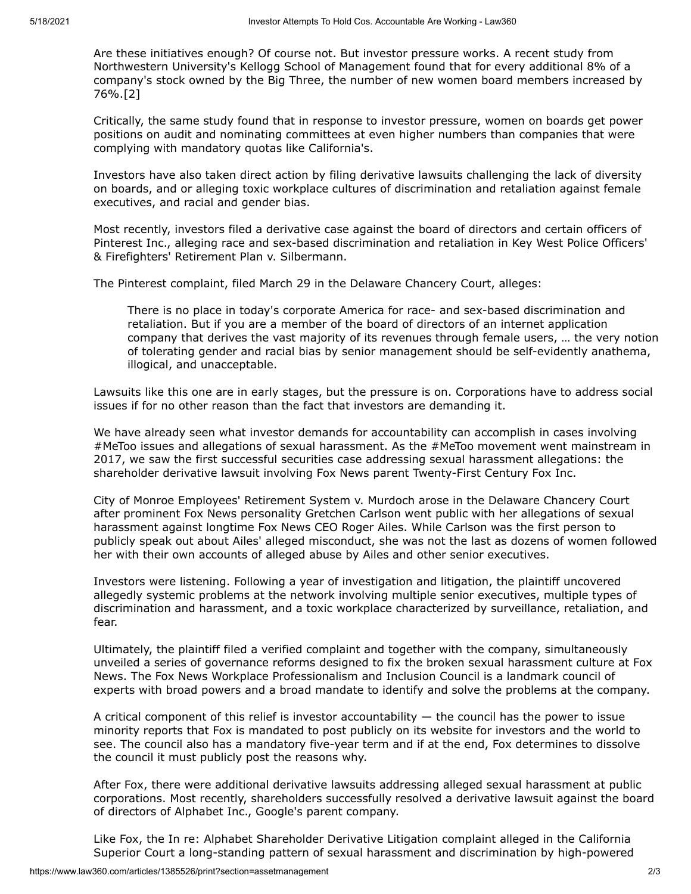Are these initiatives enough? Of course not. But investor pressure works. A recent study from Northwestern University's Kellogg School of Management found that for every additional 8% of a company's stock owned by the Big Three, the number of new women board members increased by 76%.[2]

Critically, the same study found that in response to investor pressure, women on boards get power positions on audit and nominating committees at even higher numbers than companies that were complying with mandatory quotas like California's.

Investors have also taken direct action by filing derivative lawsuits challenging the lack of diversity on boards, and or alleging toxic workplace cultures of discrimination and retaliation against female executives, and racial and gender bias.

Most recently, investors filed a derivative case against the board of directors and certain officers of Pinterest Inc., alleging race and sex-based discrimination and retaliation in Key West Police Officers' & Firefighters' Retirement Plan v. Silbermann.

The Pinterest complaint, filed March 29 in the Delaware Chancery Court, alleges:

> There is no place in today's corporate America for race- and sex-based discrimination and retaliation. But if you are a member of the board of directors of an internet application company that derives the vast majority of its revenues through female users, … the very notion of tolerating gender and racial bias by senior management should be self-evidently anathema, illogical, and unacceptable.

Lawsuits like this one are in early stages, but the pressure is on. Corporations have to address social issues if for no other reason than the fact that investors are demanding it.

We have already seen what investor demands for accountability can accomplish in cases involving #MeToo issues and allegations of sexual harassment. As the #MeToo movement went mainstream in 2017, we saw the first successful securities case addressing sexual harassment allegations: the shareholder derivative lawsuit involving Fox News parent Twenty-First Century Fox Inc.

City of Monroe Employees' Retirement System v. Murdoch arose in the Delaware Chancery Court after prominent Fox News personality Gretchen Carlson went public with her allegations of sexual harassment against longtime Fox News CEO Roger Ailes. While Carlson was the first person to publicly speak out about Ailes' alleged misconduct, she was not the last as dozens of women followed her with their own accounts of alleged abuse by Ailes and other senior executives.

Investors were listening. Following a year of investigation and litigation, the plaintiff uncovered allegedly systemic problems at the network involving multiple senior executives, multiple types of discrimination and harassment, and a toxic workplace characterized by surveillance, retaliation, and fear.

Ultimately, the plaintiff filed a verified complaint and together with the company, simultaneously unveiled a series of governance reforms designed to fix the broken sexual harassment culture at Fox News. The Fox News Workplace Professionalism and Inclusion Council is a landmark council of experts with broad powers and a broad mandate to identify and solve the problems at the company.

A critical component of this relief is investor accountability — the council has the power to issue minority reports that Fox is mandated to post publicly on its website for investors and the world to see. The council also has a mandatory five-year term and if at the end, Fox determines to dissolve the council it must publicly post the reasons why.

After Fox, there were additional derivative lawsuits addressing alleged sexual harassment at public corporations. Most recently, shareholders successfully resolved a derivative lawsuit against the board of directors of Alphabet Inc., Google's parent company.

Like Fox, the In re: Alphabet Shareholder Derivative Litigation complaint alleged in the California Superior Court a long-standing pattern of sexual harassment and discrimination by high-powered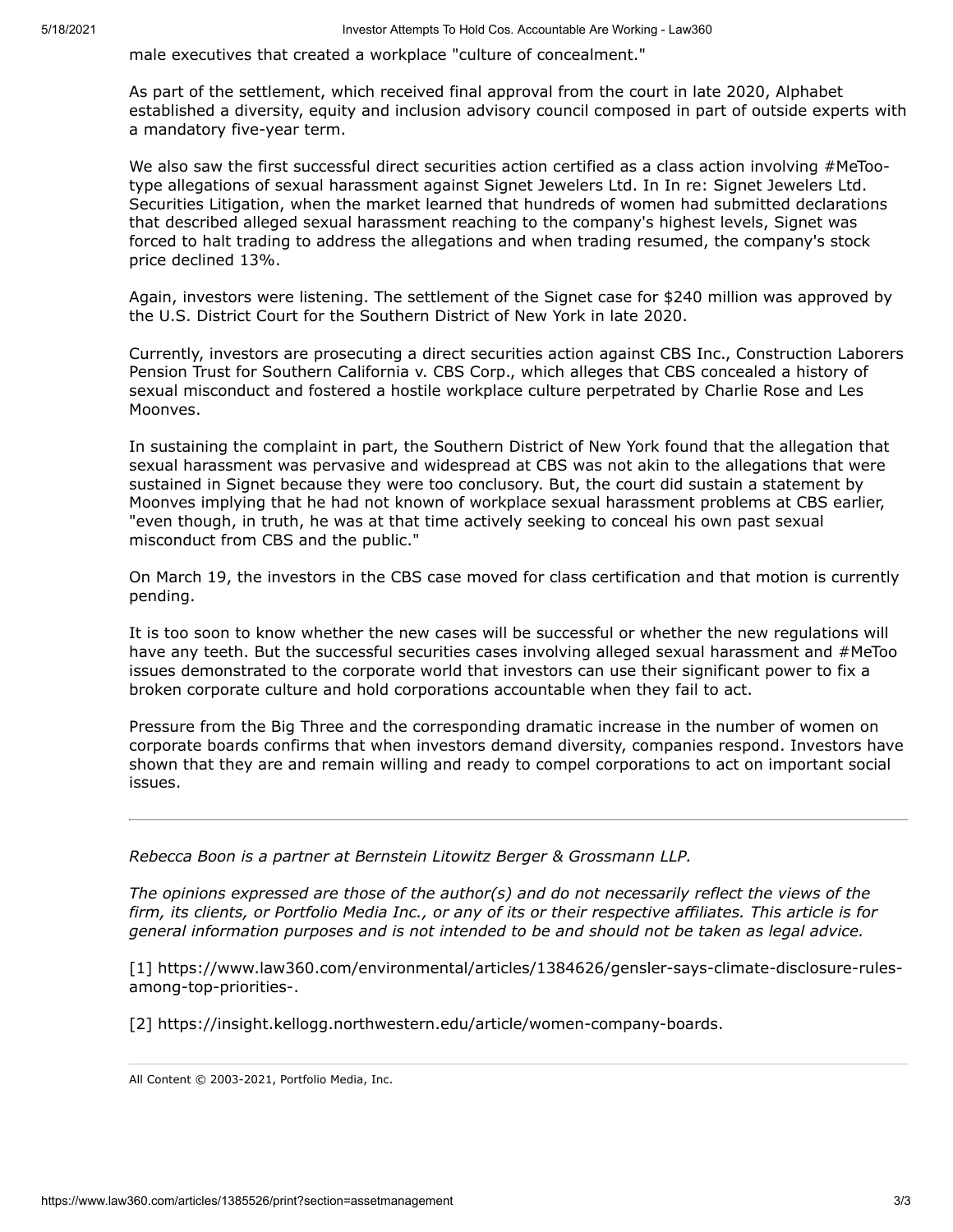male executives that created a workplace "culture of concealment."

As part of the settlement, which received final approval from the court in late 2020, Alphabet established a diversity, equity and inclusion advisory council composed in part of outside experts with a mandatory five-year term.

We also saw the first successful direct securities action certified as a class action involving #MeToo-type allegations of sexual harassment against Signet Jewelers Ltd. In In re: Signet Jewelers Ltd. Securities Litigation, when the market learned that hundreds of women had submitted declarations that described alleged sexual harassment reaching to the company's highest levels, Signet was forced to halt trading to address the allegations and when trading resumed, the company's stock price declined 13%.

Again, investors were listening. The settlement of the Signet case for $240 million was approved by the U.S. District Court for the Southern District of New York in late 2020.

Currently, investors are prosecuting a direct securities action against CBS Inc., Construction Laborers Pension Trust for Southern California v. CBS Corp., which alleges that CBS concealed a history of sexual misconduct and fostered a hostile workplace culture perpetrated by Charlie Rose and Les Moonves.

In sustaining the complaint in part, the Southern District of New York found that the allegation that sexual harassment was pervasive and widespread at CBS was not akin to the allegations that were sustained in Signet because they were too conclusory. But, the court did sustain a statement by Moonves implying that he had not known of workplace sexual harassment problems at CBS earlier, "even though, in truth, he was at that time actively seeking to conceal his own past sexual misconduct from CBS and the public."

On March 19, the investors in the CBS case moved for class certification and that motion is currently pending.

It is too soon to know whether the new cases will be successful or whether the new regulations will have any teeth. But the successful securities cases involving alleged sexual harassment and #MeToo issues demonstrated to the corporate world that investors can use their significant power to fix a broken corporate culture and hold corporations accountable when they fail to act.

Pressure from the Big Three and the corresponding dramatic increase in the number of women on corporate boards confirms that when investors demand diversity, companies respond. Investors have shown that they are and remain willing and ready to compel corporations to act on important social issues.

---

*Rebecca Boon is a partner at Bernstein Litowitz Berger & Grossmann LLP.*

*The opinions expressed are those of the author(s) and do not necessarily reflect the views of the firm, its clients, or Portfolio Media Inc., or any of its or their respective affiliates. This article is for general information purposes and is not intended to be and should not be taken as legal advice.*

[1] https://www.law360.com/environmental/articles/1384626/gensler-says-climate-disclosure-rules-among-top-priorities-.

[2] https://insight.kellogg.northwestern.edu/article/women-company-boards.

All Content © 2003-2021, Portfolio Media, Inc.